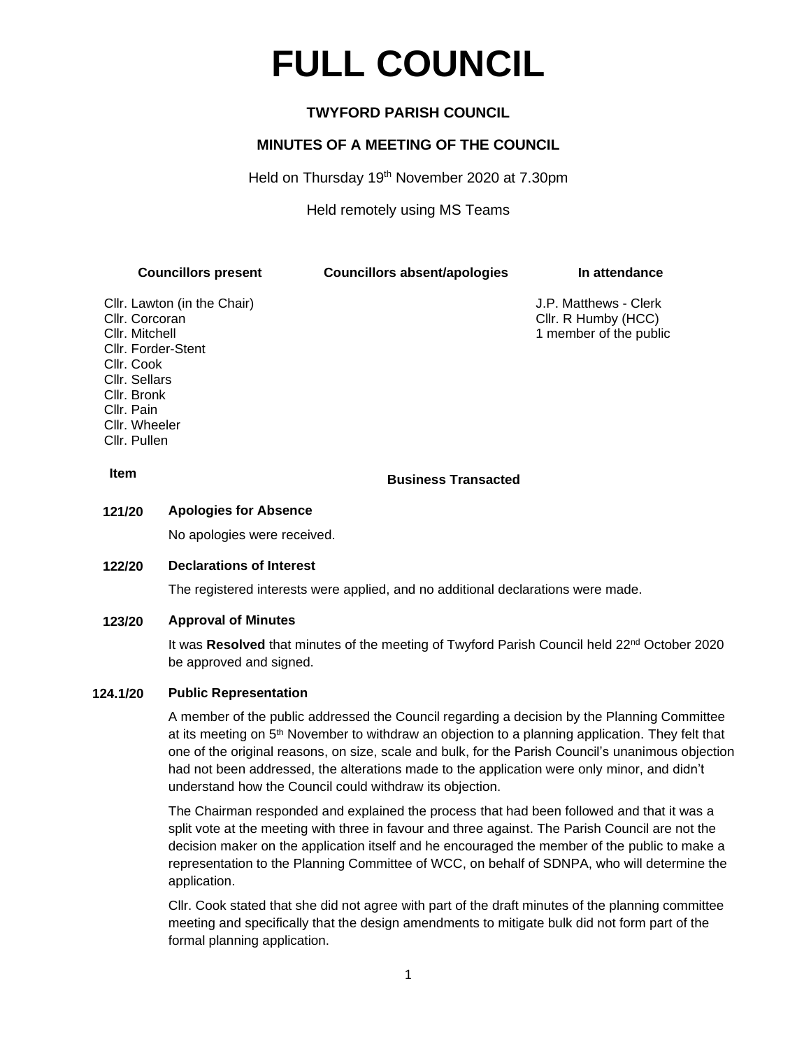# FULL COUNCIL

## TWYFORD PARISH COUNCIL

### MINUTES OF A MEETING OF THE COUNCIL

Held on Thursday 19th November 2020 at 7.30pm

Held remotely using MS Teams

| Councillors present | Councillors absent/apologies | In attendance |
|---|---|---|
| Cllr. Lawton (in the Chair) | | J.P. Matthews - Clerk |
| Cllr. Corcoran | | Cllr. R Humby (HCC) |
| Cllr. Mitchell | | 1 member of the public |
| Cllr. Forder-Stent | | |
| Cllr. Cook | | |
| Cllr. Sellars | | |
| Cllr. Bronk | | |
| Cllr. Pain | | |
| Cllr. Wheeler | | |
| Cllr. Pullen | | |

| Item | Business Transacted |
|---|---|

**121/20 Apologies for Absence**

No apologies were received.

**122/20 Declarations of Interest**

The registered interests were applied, and no additional declarations were made.

**123/20 Approval of Minutes**

It was **Resolved** that minutes of the meeting of Twyford Parish Council held 22nd October 2020 be approved and signed.

**124.1/20 Public Representation**

A member of the public addressed the Council regarding a decision by the Planning Committee at its meeting on 5th November to withdraw an objection to a planning application. They felt that one of the original reasons, on size, scale and bulk, for the Parish Council's unanimous objection had not been addressed, the alterations made to the application were only minor, and didn't understand how the Council could withdraw its objection.

The Chairman responded and explained the process that had been followed and that it was a split vote at the meeting with three in favour and three against. The Parish Council are not the decision maker on the application itself and he encouraged the member of the public to make a representation to the Planning Committee of WCC, on behalf of SDNPA, who will determine the application.

Cllr. Cook stated that she did not agree with part of the draft minutes of the planning committee meeting and specifically that the design amendments to mitigate bulk did not form part of the formal planning application.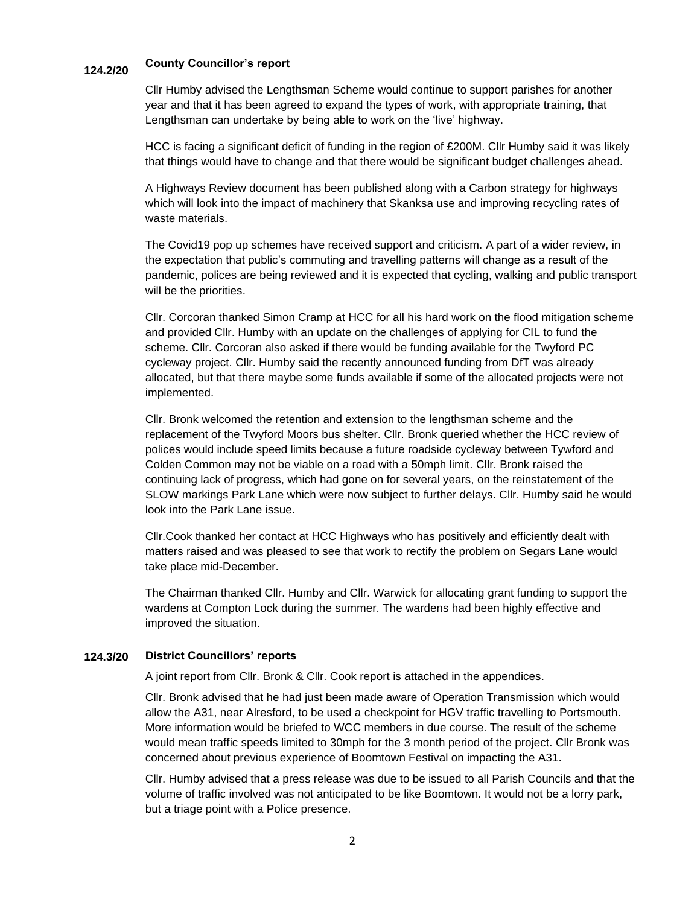### 124.2/20 County Councillor's report

Cllr Humby advised the Lengthsman Scheme would continue to support parishes for another year and that it has been agreed to expand the types of work, with appropriate training, that Lengthsman can undertake by being able to work on the 'live' highway.

HCC is facing a significant deficit of funding in the region of £200M. Cllr Humby said it was likely that things would have to change and that there would be significant budget challenges ahead.

A Highways Review document has been published along with a Carbon strategy for highways which will look into the impact of machinery that Skanksa use and improving recycling rates of waste materials.

The Covid19 pop up schemes have received support and criticism. A part of a wider review, in the expectation that public's commuting and travelling patterns will change as a result of the pandemic, polices are being reviewed and it is expected that cycling, walking and public transport will be the priorities.

Cllr. Corcoran thanked Simon Cramp at HCC for all his hard work on the flood mitigation scheme and provided Cllr. Humby with an update on the challenges of applying for CIL to fund the scheme. Cllr. Corcoran also asked if there would be funding available for the Twyford PC cycleway project. Cllr. Humby said the recently announced funding from DfT was already allocated, but that there maybe some funds available if some of the allocated projects were not implemented.

Cllr. Bronk welcomed the retention and extension to the lengthsman scheme and the replacement of the Twyford Moors bus shelter. Cllr. Bronk queried whether the HCC review of polices would include speed limits because a future roadside cycleway between Tywford and Colden Common may not be viable on a road with a 50mph limit. Cllr. Bronk raised the continuing lack of progress, which had gone on for several years, on the reinstatement of the SLOW markings Park Lane which were now subject to further delays. Cllr. Humby said he would look into the Park Lane issue.

Cllr.Cook thanked her contact at HCC Highways who has positively and efficiently dealt with matters raised and was pleased to see that work to rectify the problem on Segars Lane would take place mid-December.

The Chairman thanked Cllr. Humby and Cllr. Warwick for allocating grant funding to support the wardens at Compton Lock during the summer. The wardens had been highly effective and improved the situation.

### 124.3/20 District Councillors' reports

A joint report from Cllr. Bronk & Cllr. Cook report is attached in the appendices.

Cllr. Bronk advised that he had just been made aware of Operation Transmission which would allow the A31, near Alresford, to be used a checkpoint for HGV traffic travelling to Portsmouth. More information would be briefed to WCC members in due course. The result of the scheme would mean traffic speeds limited to 30mph for the 3 month period of the project. Cllr Bronk was concerned about previous experience of Boomtown Festival on impacting the A31.

Cllr. Humby advised that a press release was due to be issued to all Parish Councils and that the volume of traffic involved was not anticipated to be like Boomtown. It would not be a lorry park, but a triage point with a Police presence.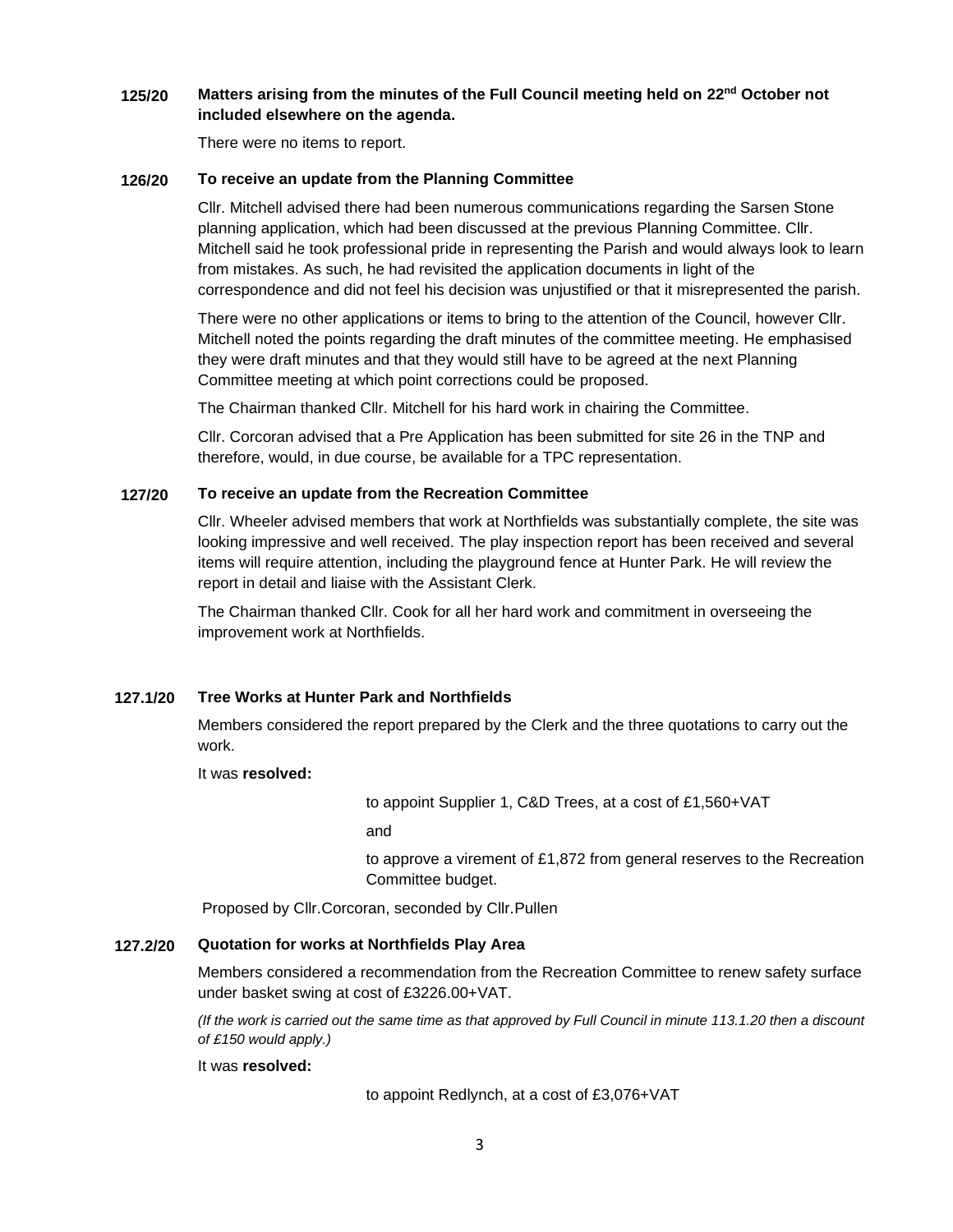**125/20 Matters arising from the minutes of the Full Council meeting held on 22nd October not included elsewhere on the agenda.**

There were no items to report.

**126/20 To receive an update from the Planning Committee**

Cllr. Mitchell advised there had been numerous communications regarding the Sarsen Stone planning application, which had been discussed at the previous Planning Committee. Cllr. Mitchell said he took professional pride in representing the Parish and would always look to learn from mistakes. As such, he had revisited the application documents in light of the correspondence and did not feel his decision was unjustified or that it misrepresented the parish.

There were no other applications or items to bring to the attention of the Council, however Cllr. Mitchell noted the points regarding the draft minutes of the committee meeting. He emphasised they were draft minutes and that they would still have to be agreed at the next Planning Committee meeting at which point corrections could be proposed.

The Chairman thanked Cllr. Mitchell for his hard work in chairing the Committee.

Cllr. Corcoran advised that a Pre Application has been submitted for site 26 in the TNP and therefore, would, in due course, be available for a TPC representation.

**127/20 To receive an update from the Recreation Committee**

Cllr. Wheeler advised members that work at Northfields was substantially complete, the site was looking impressive and well received. The play inspection report has been received and several items will require attention, including the playground fence at Hunter Park. He will review the report in detail and liaise with the Assistant Clerk.

The Chairman thanked Cllr. Cook for all her hard work and commitment in overseeing the improvement work at Northfields.

**127.1/20 Tree Works at Hunter Park and Northfields**

Members considered the report prepared by the Clerk and the three quotations to carry out the work.

It was **resolved:**

to appoint Supplier 1, C&D Trees, at a cost of £1,560+VAT

and

to approve a virement of £1,872 from general reserves to the Recreation Committee budget.

Proposed by Cllr.Corcoran, seconded by Cllr.Pullen

**127.2/20 Quotation for works at Northfields Play Area**

Members considered a recommendation from the Recreation Committee to renew safety surface under basket swing at cost of £3226.00+VAT.

*(If the work is carried out the same time as that approved by Full Council in minute 113.1.20 then a discount of £150 would apply.)*

It was **resolved:**

to appoint Redlynch, at a cost of £3,076+VAT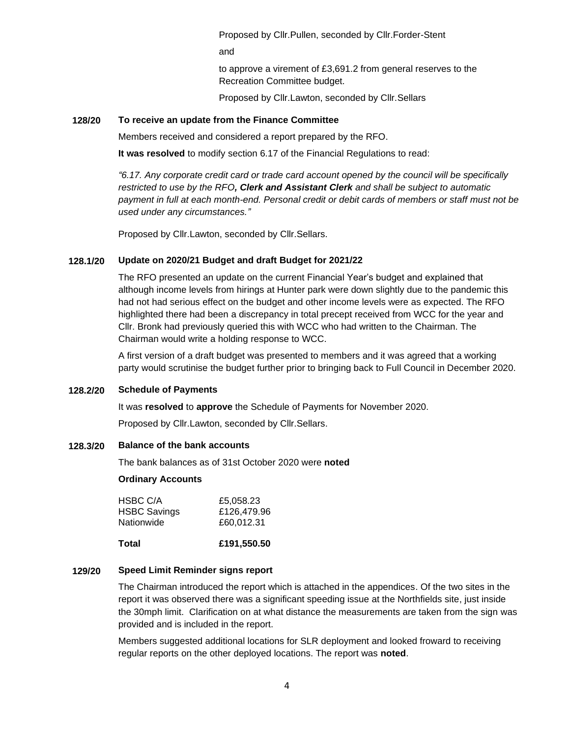Proposed by Cllr.Pullen, seconded by Cllr.Forder-Stent

and

to approve a virement of £3,691.2 from general reserves to the Recreation Committee budget.

Proposed by Cllr.Lawton, seconded by Cllr.Sellars

**128/20 To receive an update from the Finance Committee**

Members received and considered a report prepared by the RFO.

**It was resolved** to modify section 6.17 of the Financial Regulations to read:

*"6.17. Any corporate credit card or trade card account opened by the council will be specifically restricted to use by the RFO**, Clerk and Assistant Clerk** and shall be subject to automatic payment in full at each month-end. Personal credit or debit cards of members or staff must not be used under any circumstances."*

Proposed by Cllr.Lawton, seconded by Cllr.Sellars.

**128.1/20 Update on 2020/21 Budget and draft Budget for 2021/22**

The RFO presented an update on the current Financial Year's budget and explained that although income levels from hirings at Hunter park were down slightly due to the pandemic this had not had serious effect on the budget and other income levels were as expected. The RFO highlighted there had been a discrepancy in total precept received from WCC for the year and Cllr. Bronk had previously queried this with WCC who had written to the Chairman. The Chairman would write a holding response to WCC.

A first version of a draft budget was presented to members and it was agreed that a working party would scrutinise the budget further prior to bringing back to Full Council in December 2020.

**128.2/20 Schedule of Payments**

It was **resolved** to **approve** the Schedule of Payments for November 2020.

Proposed by Cllr.Lawton, seconded by Cllr.Sellars.

**128.3/20 Balance of the bank accounts**

The bank balances as of 31st October 2020 were **noted**

**Ordinary Accounts**

| | |
|---|---|
| HSBC C/A | £5,058.23 |
| HSBC Savings | £126,479.96 |
| Nationwide | £60,012.31 |
| **Total** | **£191,550.50** |

**129/20 Speed Limit Reminder signs report**

The Chairman introduced the report which is attached in the appendices. Of the two sites in the report it was observed there was a significant speeding issue at the Northfields site, just inside the 30mph limit. Clarification on at what distance the measurements are taken from the sign was provided and is included in the report.

Members suggested additional locations for SLR deployment and looked froward to receiving regular reports on the other deployed locations. The report was **noted**.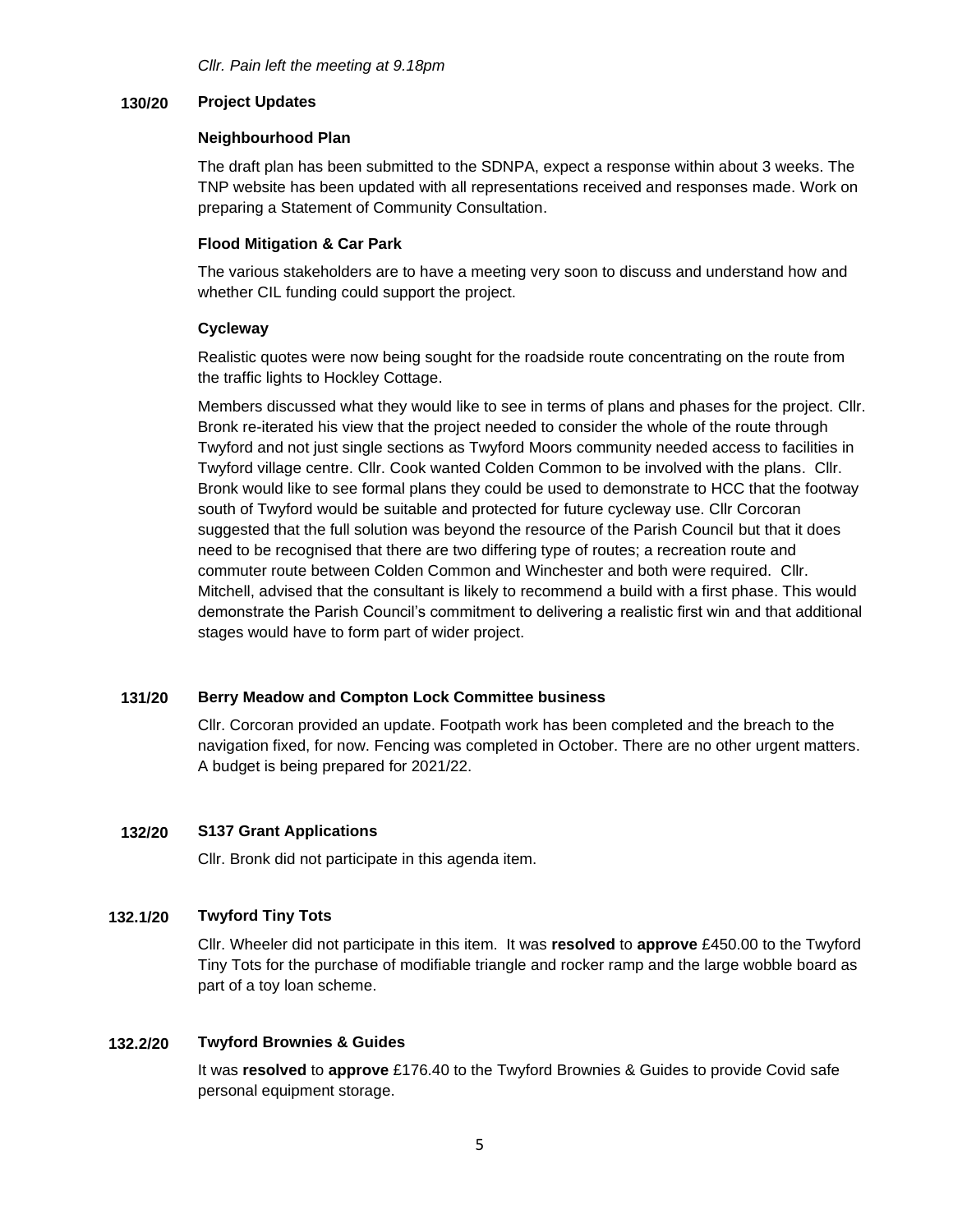*Cllr. Pain left the meeting at 9.18pm*

**130/20 Project Updates**

**Neighbourhood Plan**

The draft plan has been submitted to the SDNPA, expect a response within about 3 weeks. The TNP website has been updated with all representations received and responses made. Work on preparing a Statement of Community Consultation.

**Flood Mitigation & Car Park**

The various stakeholders are to have a meeting very soon to discuss and understand how and whether CIL funding could support the project.

**Cycleway**

Realistic quotes were now being sought for the roadside route concentrating on the route from the traffic lights to Hockley Cottage.

Members discussed what they would like to see in terms of plans and phases for the project. Cllr. Bronk re-iterated his view that the project needed to consider the whole of the route through Twyford and not just single sections as Twyford Moors community needed access to facilities in Twyford village centre. Cllr. Cook wanted Colden Common to be involved with the plans. Cllr. Bronk would like to see formal plans they could be used to demonstrate to HCC that the footway south of Twyford would be suitable and protected for future cycleway use. Cllr Corcoran suggested that the full solution was beyond the resource of the Parish Council but that it does need to be recognised that there are two differing type of routes; a recreation route and commuter route between Colden Common and Winchester and both were required. Cllr. Mitchell, advised that the consultant is likely to recommend a build with a first phase. This would demonstrate the Parish Council's commitment to delivering a realistic first win and that additional stages would have to form part of wider project.

**131/20 Berry Meadow and Compton Lock Committee business**

Cllr. Corcoran provided an update. Footpath work has been completed and the breach to the navigation fixed, for now. Fencing was completed in October. There are no other urgent matters. A budget is being prepared for 2021/22.

**132/20 S137 Grant Applications**

Cllr. Bronk did not participate in this agenda item.

**132.1/20 Twyford Tiny Tots**

Cllr. Wheeler did not participate in this item. It was **resolved** to **approve** £450.00 to the Twyford Tiny Tots for the purchase of modifiable triangle and rocker ramp and the large wobble board as part of a toy loan scheme.

**132.2/20 Twyford Brownies & Guides**

It was **resolved** to **approve** £176.40 to the Twyford Brownies & Guides to provide Covid safe personal equipment storage.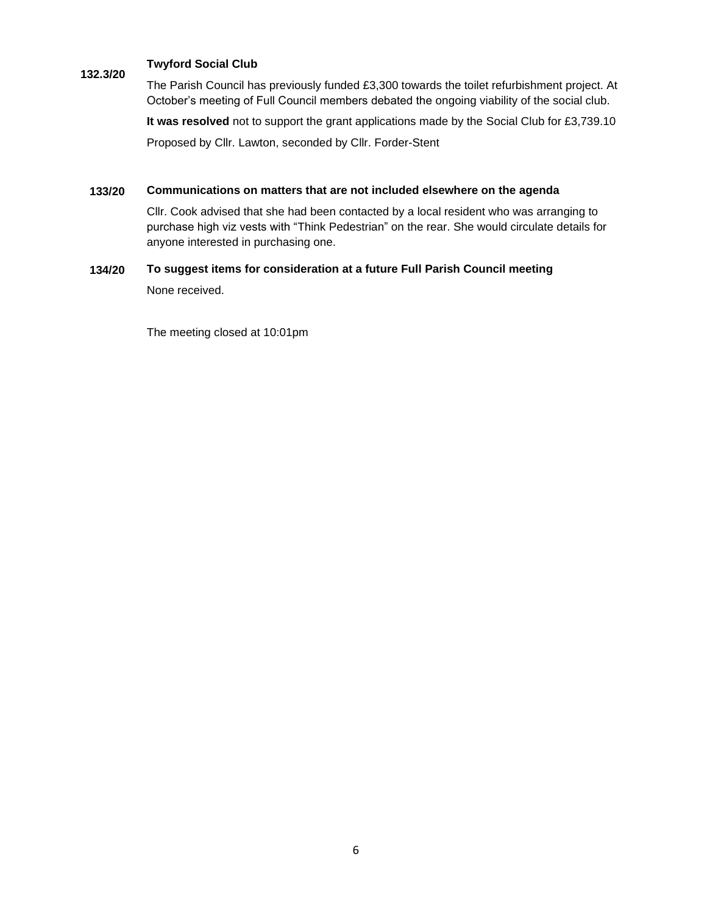**132.3/20 Twyford Social Club**

The Parish Council has previously funded £3,300 towards the toilet refurbishment project. At October's meeting of Full Council members debated the ongoing viability of the social club.

**It was resolved** not to support the grant applications made by the Social Club for £3,739.10

Proposed by Cllr. Lawton, seconded by Cllr. Forder-Stent

**133/20 Communications on matters that are not included elsewhere on the agenda**

Cllr. Cook advised that she had been contacted by a local resident who was arranging to purchase high viz vests with "Think Pedestrian" on the rear. She would circulate details for anyone interested in purchasing one.

**134/20 To suggest items for consideration at a future Full Parish Council meeting**

None received.

The meeting closed at 10:01pm